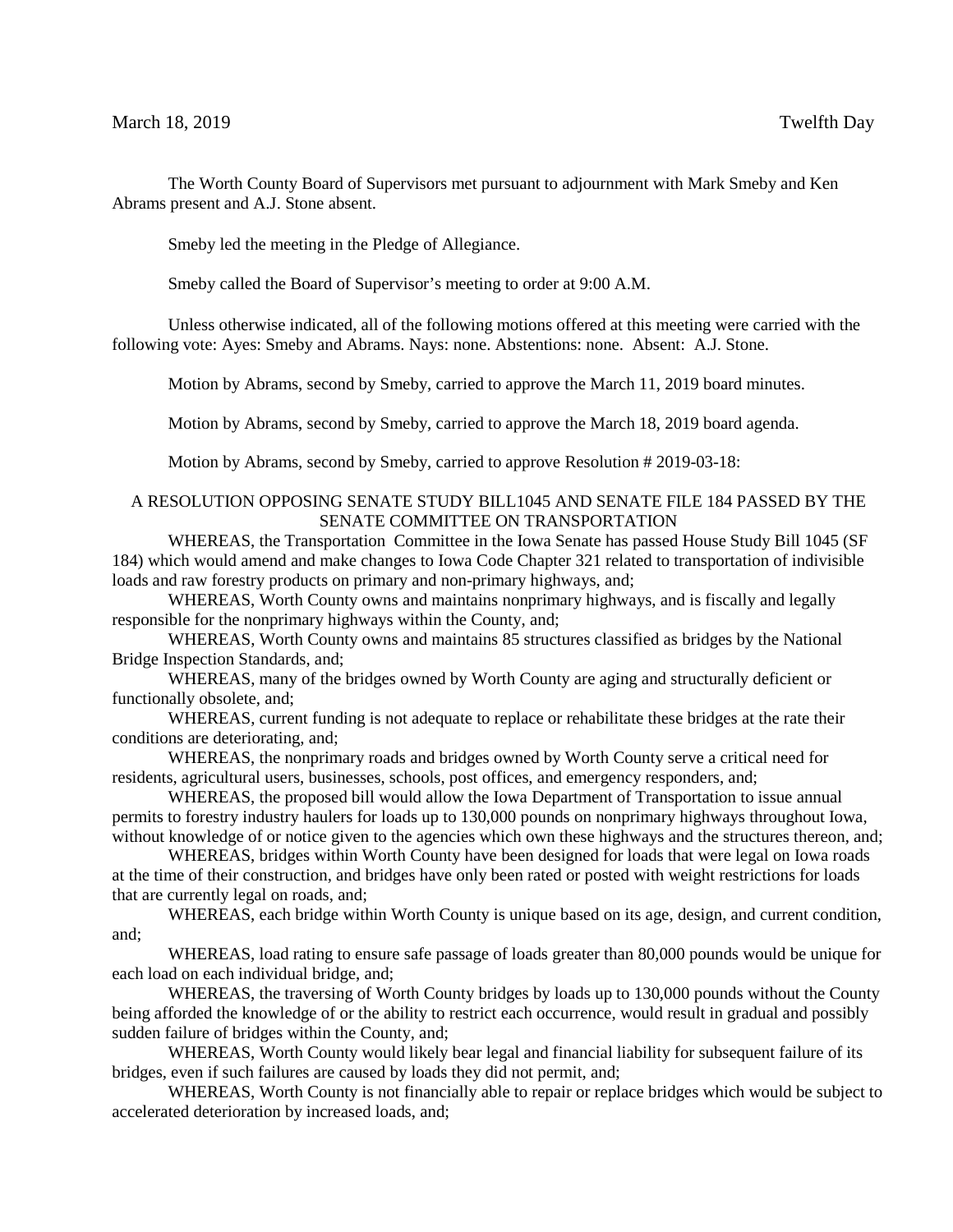March 18, 2019 Twelfth Day

The Worth County Board of Supervisors met pursuant to adjournment with Mark Smeby and Ken Abrams present and A.J. Stone absent.

Smeby led the meeting in the Pledge of Allegiance.

Smeby called the Board of Supervisor's meeting to order at 9:00 A.M.

Unless otherwise indicated, all of the following motions offered at this meeting were carried with the following vote: Ayes: Smeby and Abrams. Nays: none. Abstentions: none. Absent: A.J. Stone.

Motion by Abrams, second by Smeby, carried to approve the March 11, 2019 board minutes.

Motion by Abrams, second by Smeby, carried to approve the March 18, 2019 board agenda.

Motion by Abrams, second by Smeby, carried to approve Resolution # 2019-03-18:

A RESOLUTION OPPOSING SENATE STUDY BILL1045 AND SENATE FILE 184 PASSED BY THE SENATE COMMITTEE ON TRANSPORTATION

WHEREAS, the Transportation Committee in the Iowa Senate has passed House Study Bill 1045 (SF 184) which would amend and make changes to Iowa Code Chapter 321 related to transportation of indivisible loads and raw forestry products on primary and non-primary highways, and;

WHEREAS, Worth County owns and maintains nonprimary highways, and is fiscally and legally responsible for the nonprimary highways within the County, and;

WHEREAS, Worth County owns and maintains 85 structures classified as bridges by the National Bridge Inspection Standards, and;

WHEREAS, many of the bridges owned by Worth County are aging and structurally deficient or functionally obsolete, and;

WHEREAS, current funding is not adequate to replace or rehabilitate these bridges at the rate their conditions are deteriorating, and;

WHEREAS, the nonprimary roads and bridges owned by Worth County serve a critical need for residents, agricultural users, businesses, schools, post offices, and emergency responders, and;

WHEREAS, the proposed bill would allow the Iowa Department of Transportation to issue annual permits to forestry industry haulers for loads up to 130,000 pounds on nonprimary highways throughout Iowa, without knowledge of or notice given to the agencies which own these highways and the structures thereon, and;

WHEREAS, bridges within Worth County have been designed for loads that were legal on Iowa roads at the time of their construction, and bridges have only been rated or posted with weight restrictions for loads that are currently legal on roads, and;

WHEREAS, each bridge within Worth County is unique based on its age, design, and current condition, and;

WHEREAS, load rating to ensure safe passage of loads greater than 80,000 pounds would be unique for each load on each individual bridge, and;

WHEREAS, the traversing of Worth County bridges by loads up to 130,000 pounds without the County being afforded the knowledge of or the ability to restrict each occurrence, would result in gradual and possibly sudden failure of bridges within the County, and;

WHEREAS, Worth County would likely bear legal and financial liability for subsequent failure of its bridges, even if such failures are caused by loads they did not permit, and;

WHEREAS, Worth County is not financially able to repair or replace bridges which would be subject to accelerated deterioration by increased loads, and;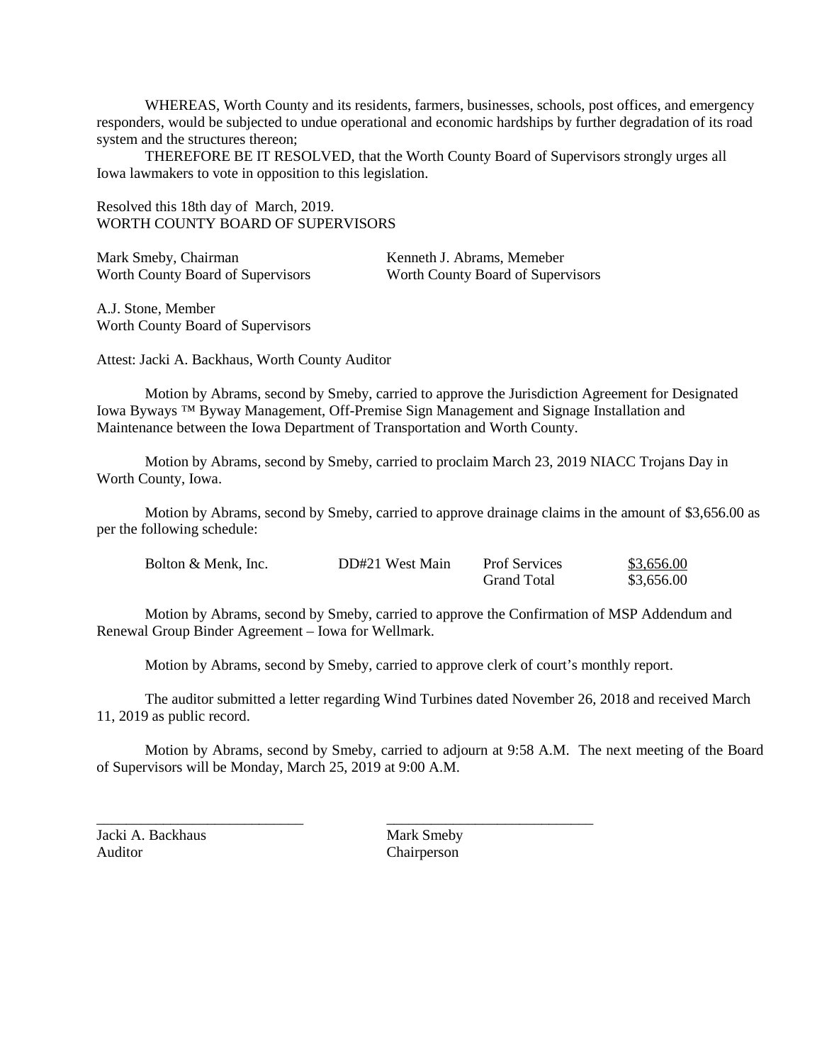WHEREAS, Worth County and its residents, farmers, businesses, schools, post offices, and emergency responders, would be subjected to undue operational and economic hardships by further degradation of its road system and the structures thereon;

THEREFORE BE IT RESOLVED, that the Worth County Board of Supervisors strongly urges all Iowa lawmakers to vote in opposition to this legislation.

Resolved this 18th day of March, 2019.
WORTH COUNTY BOARD OF SUPERVISORS

Mark Smeby, Chairman
Worth County Board of Supervisors

Kenneth J. Abrams, Memeber
Worth County Board of Supervisors

A.J. Stone, Member
Worth County Board of Supervisors

Attest: Jacki A. Backhaus, Worth County Auditor

Motion by Abrams, second by Smeby, carried to approve the Jurisdiction Agreement for Designated Iowa Byways ™ Byway Management, Off-Premise Sign Management and Signage Installation and Maintenance between the Iowa Department of Transportation and Worth County.

Motion by Abrams, second by Smeby, carried to proclaim March 23, 2019 NIACC Trojans Day in Worth County, Iowa.

Motion by Abrams, second by Smeby, carried to approve drainage claims in the amount of $3,656.00 as per the following schedule:

| | | | |
|---|---|---|---|
| Bolton & Menk, Inc. | DD#21 West Main | Prof Services | $3,656.00 |
| | | Grand Total | $3,656.00 |

Motion by Abrams, second by Smeby, carried to approve the Confirmation of MSP Addendum and Renewal Group Binder Agreement – Iowa for Wellmark.

Motion by Abrams, second by Smeby, carried to approve clerk of court's monthly report.

The auditor submitted a letter regarding Wind Turbines dated November 26, 2018 and received March 11, 2019 as public record.

Motion by Abrams, second by Smeby, carried to adjourn at 9:58 A.M. The next meeting of the Board of Supervisors will be Monday, March 25, 2019 at 9:00 A.M.

_____________________________ _____________________________

Jacki A. Backhaus
Auditor

Mark Smeby
Chairperson